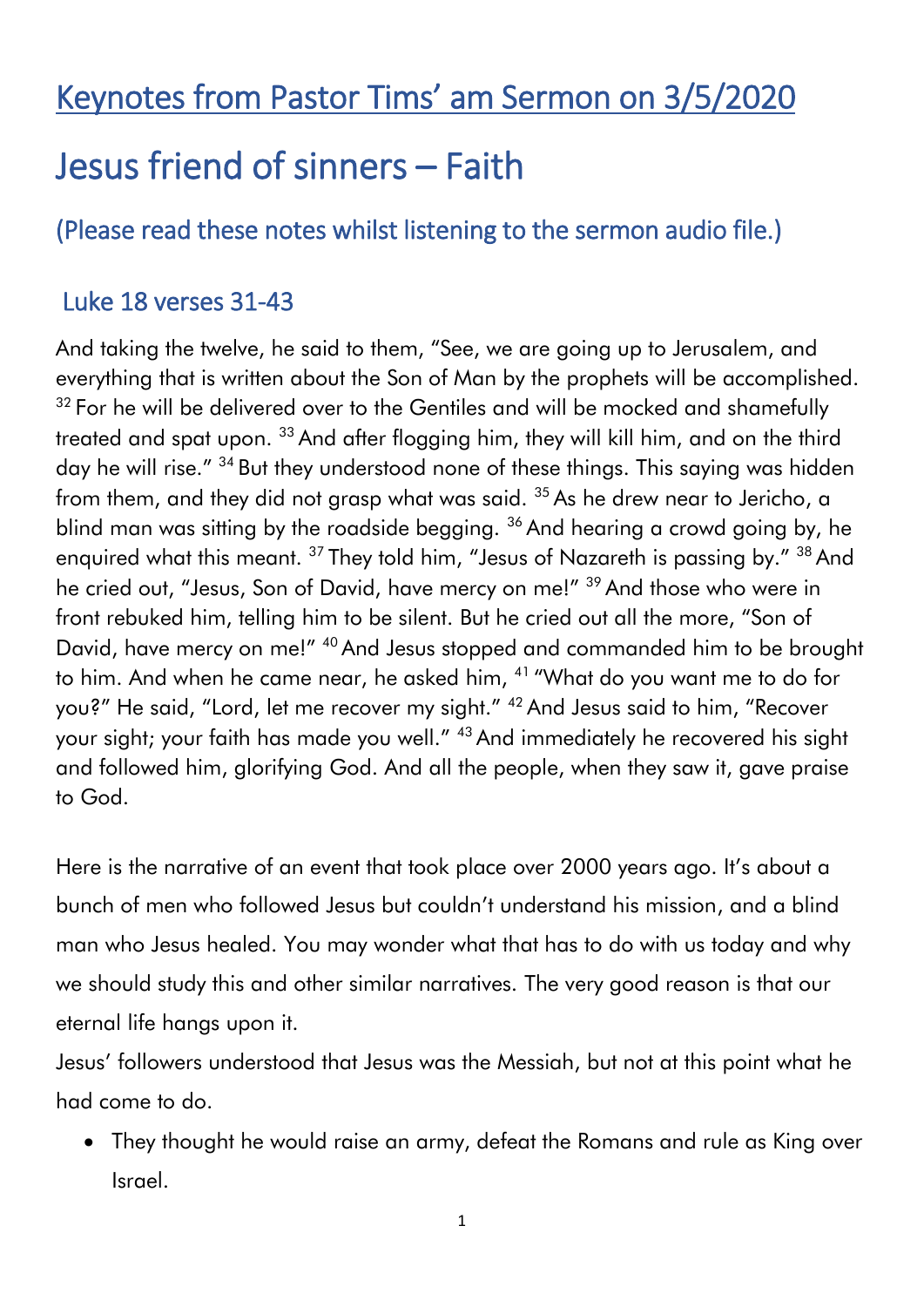# Keynotes from Pastor Tims' am Sermon on 3/5/2020

# Jesus friend of sinners – Faith

## (Please read these notes whilst listening to the sermon audio file.)

## Luke 18 verses 31-43

And taking the twelve, he said to them, "See, we are going up to Jerusalem, and everything that is written about the Son of Man by the prophets will be accomplished. [32] For he will be delivered over to the Gentiles and will be mocked and shamefully treated and spat upon. [33] And after flogging him, they will kill him, and on the third day he will rise." [34] But they understood none of these things. This saying was hidden from them, and they did not grasp what was said. [35] As he drew near to Jericho, a blind man was sitting by the roadside begging. [36] And hearing a crowd going by, he enquired what this meant. [37] They told him, "Jesus of Nazareth is passing by." [38] And he cried out, "Jesus, Son of David, have mercy on me!" [39] And those who were in front rebuked him, telling him to be silent. But he cried out all the more, "Son of David, have mercy on me!" [40] And Jesus stopped and commanded him to be brought to him. And when he came near, he asked him, [41] "What do you want me to do for you?" He said, "Lord, let me recover my sight." [42] And Jesus said to him, "Recover your sight; your faith has made you well." [43] And immediately he recovered his sight and followed him, glorifying God. And all the people, when they saw it, gave praise to God.

Here is the narrative of an event that took place over 2000 years ago. It's about a bunch of men who followed Jesus but couldn't understand his mission, and a blind man who Jesus healed. You may wonder what that has to do with us today and why we should study this and other similar narratives. The very good reason is that our eternal life hangs upon it.

Jesus' followers understood that Jesus was the Messiah, but not at this point what he had come to do.

- They thought he would raise an army, defeat the Romans and rule as King over Israel.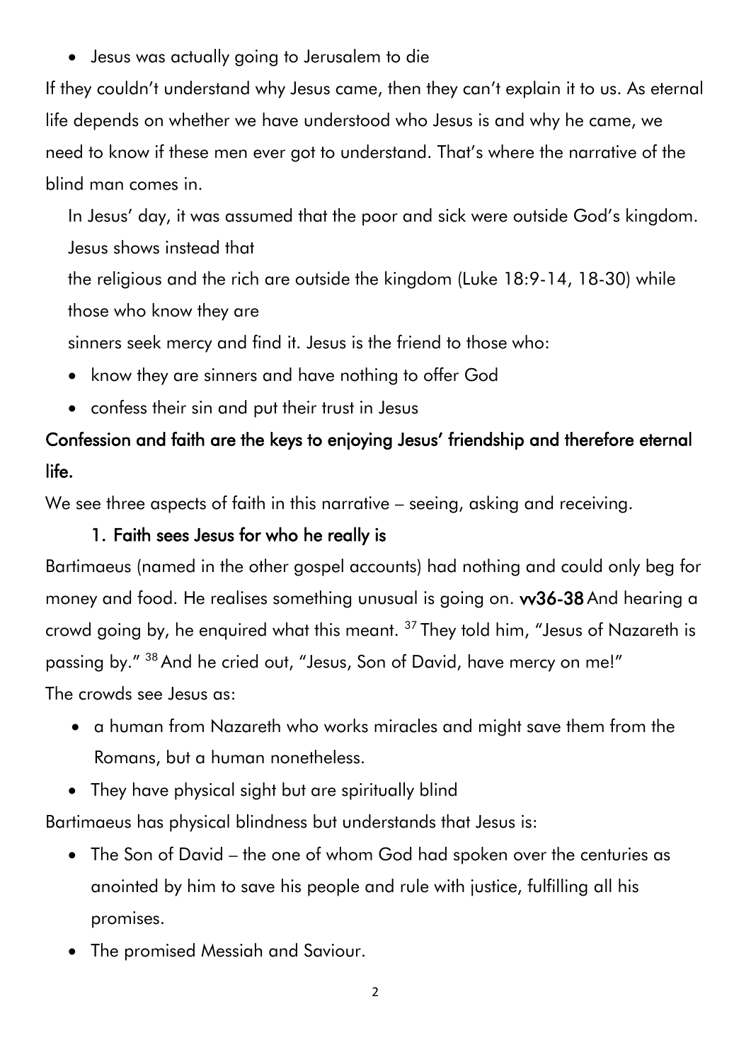- Jesus was actually going to Jerusalem to die

If they couldn't understand why Jesus came, then they can't explain it to us. As eternal life depends on whether we have understood who Jesus is and why he came, we need to know if these men ever got to understand. That's where the narrative of the blind man comes in.

In Jesus' day, it was assumed that the poor and sick were outside God's kingdom. Jesus shows instead that the religious and the rich are outside the kingdom (Luke 18:9-14, 18-30) while those who know they are sinners seek mercy and find it. Jesus is the friend to those who:

- know they are sinners and have nothing to offer God
- confess their sin and put their trust in Jesus

**Confession and faith are the keys to enjoying Jesus' friendship and therefore eternal life.**

We see three aspects of faith in this narrative – seeing, asking and receiving.

### 1. Faith sees Jesus for who he really is

Bartimaeus (named in the other gospel accounts) had nothing and could only beg for money and food. He realises something unusual is going on. **vv36-38** And hearing a crowd going by, he enquired what this meant. [37] They told him, "Jesus of Nazareth is passing by." [38] And he cried out, "Jesus, Son of David, have mercy on me!"

The crowds see Jesus as:

- a human from Nazareth who works miracles and might save them from the Romans, but a human nonetheless.
- They have physical sight but are spiritually blind

Bartimaeus has physical blindness but understands that Jesus is:

- The Son of David – the one of whom God had spoken over the centuries as anointed by him to save his people and rule with justice, fulfilling all his promises.
- The promised Messiah and Saviour.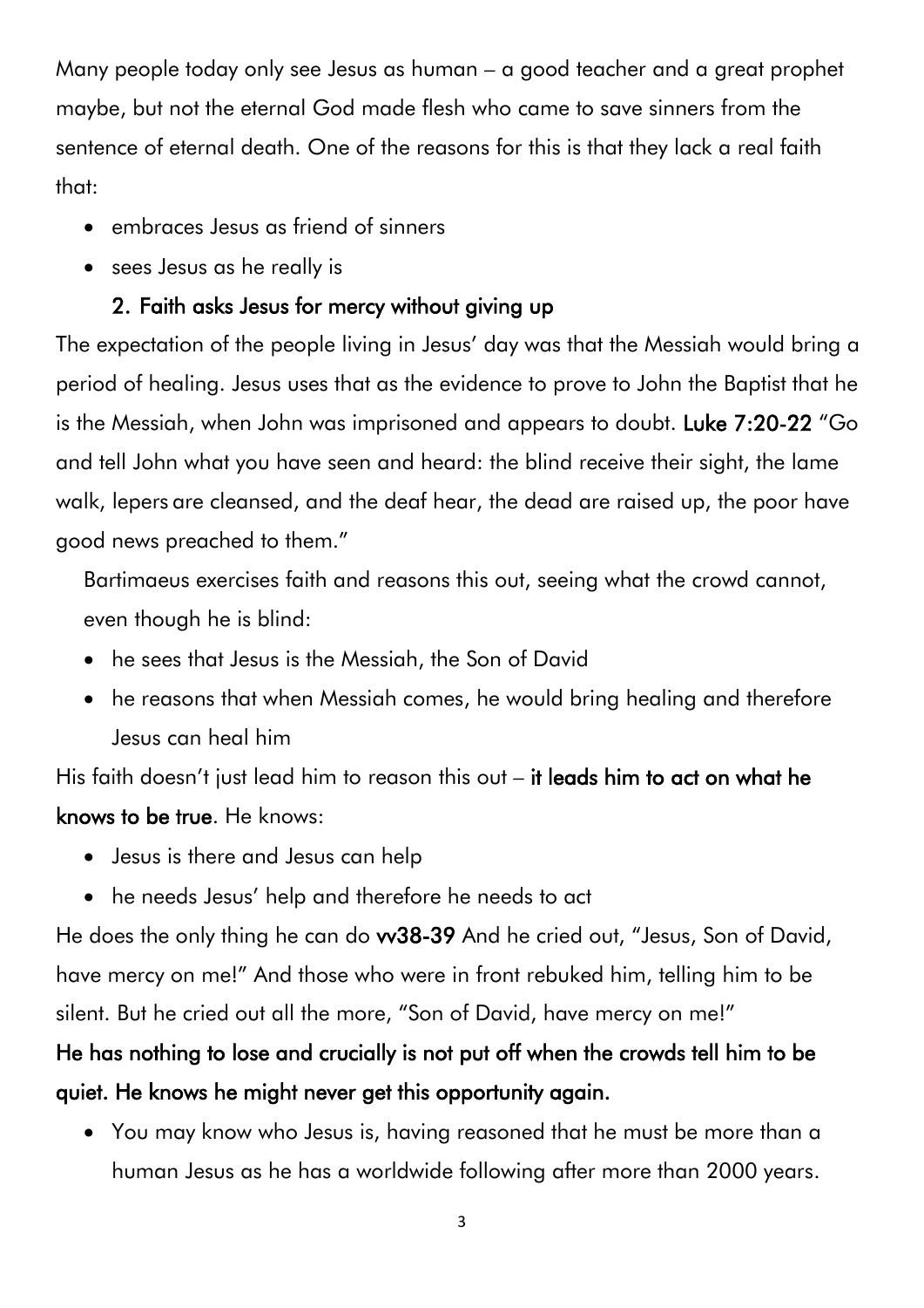Many people today only see Jesus as human – a good teacher and a great prophet maybe, but not the eternal God made flesh who came to save sinners from the sentence of eternal death. One of the reasons for this is that they lack a real faith that:

- embraces Jesus as friend of sinners
- sees Jesus as he really is

## 2. Faith asks Jesus for mercy without giving up

The expectation of the people living in Jesus' day was that the Messiah would bring a period of healing. Jesus uses that as the evidence to prove to John the Baptist that he is the Messiah, when John was imprisoned and appears to doubt. **Luke 7:20-22** "Go and tell John what you have seen and heard: the blind receive their sight, the lame walk, lepers are cleansed, and the deaf hear, the dead are raised up, the poor have good news preached to them."

Bartimaeus exercises faith and reasons this out, seeing what the crowd cannot, even though he is blind:

- he sees that Jesus is the Messiah, the Son of David
- he reasons that when Messiah comes, he would bring healing and therefore Jesus can heal him

His faith doesn't just lead him to reason this out – **it leads him to act on what he knows to be true**. He knows:

- Jesus is there and Jesus can help
- he needs Jesus' help and therefore he needs to act

He does the only thing he can do **vv38-39** And he cried out, "Jesus, Son of David, have mercy on me!" And those who were in front rebuked him, telling him to be silent. But he cried out all the more, "Son of David, have mercy on me!"

**He has nothing to lose and crucially is not put off when the crowds tell him to be quiet. He knows he might never get this opportunity again.**

- You may know who Jesus is, having reasoned that he must be more than a human Jesus as he has a worldwide following after more than 2000 years.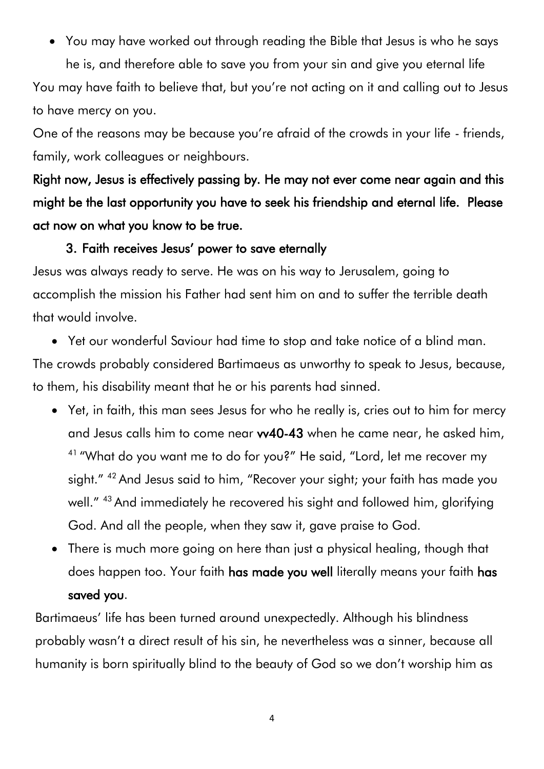- You may have worked out through reading the Bible that Jesus is who he says he is, and therefore able to save you from your sin and give you eternal life

You may have faith to believe that, but you're not acting on it and calling out to Jesus to have mercy on you.

One of the reasons may be because you're afraid of the crowds in your life - friends, family, work colleagues or neighbours.

**Right now, Jesus is effectively passing by. He may not ever come near again and this might be the last opportunity you have to seek his friendship and eternal life. Please act now on what you know to be true.**

### 3. Faith receives Jesus' power to save eternally

Jesus was always ready to serve. He was on his way to Jerusalem, going to accomplish the mission his Father had sent him on and to suffer the terrible death that would involve.

- Yet our wonderful Saviour had time to stop and take notice of a blind man.

The crowds probably considered Bartimaeus as unworthy to speak to Jesus, because, to them, his disability meant that he or his parents had sinned.

- Yet, in faith, this man sees Jesus for who he really is, cries out to him for mercy and Jesus calls him to come near **vv40-43** when he came near, he asked him, [41] "What do you want me to do for you?" He said, "Lord, let me recover my sight." [42] And Jesus said to him, "Recover your sight; your faith has made you well." [43] And immediately he recovered his sight and followed him, glorifying God. And all the people, when they saw it, gave praise to God.
- There is much more going on here than just a physical healing, though that does happen too. Your faith **has made you well** literally means your faith **has saved you**.

Bartimaeus' life has been turned around unexpectedly. Although his blindness probably wasn't a direct result of his sin, he nevertheless was a sinner, because all humanity is born spiritually blind to the beauty of God so we don't worship him as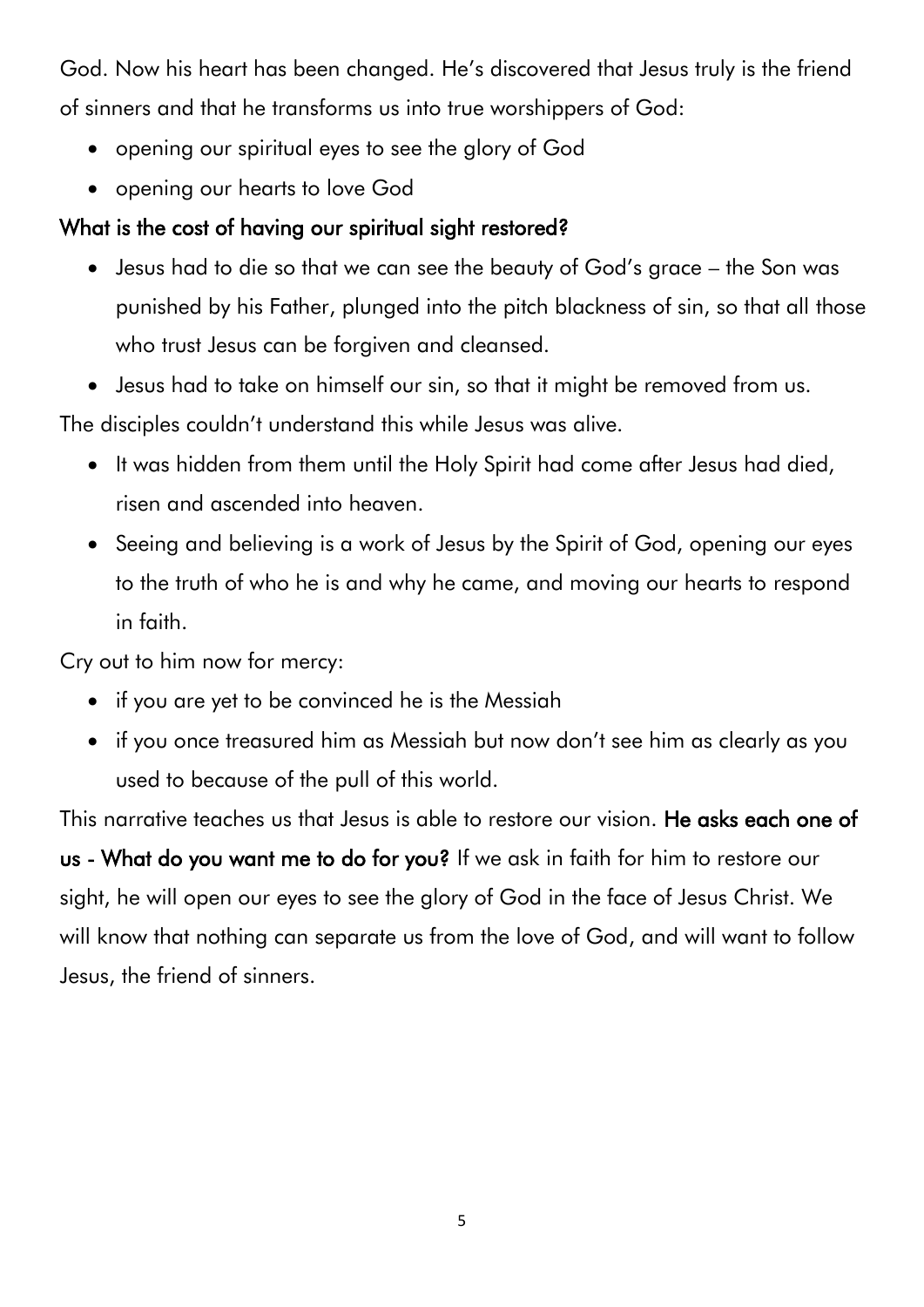God. Now his heart has been changed. He's discovered that Jesus truly is the friend of sinners and that he transforms us into true worshippers of God:

- opening our spiritual eyes to see the glory of God
- opening our hearts to love God

**What is the cost of having our spiritual sight restored?**

- Jesus had to die so that we can see the beauty of God's grace – the Son was punished by his Father, plunged into the pitch blackness of sin, so that all those who trust Jesus can be forgiven and cleansed.
- Jesus had to take on himself our sin, so that it might be removed from us.

The disciples couldn't understand this while Jesus was alive.

- It was hidden from them until the Holy Spirit had come after Jesus had died, risen and ascended into heaven.
- Seeing and believing is a work of Jesus by the Spirit of God, opening our eyes to the truth of who he is and why he came, and moving our hearts to respond in faith.

Cry out to him now for mercy:

- if you are yet to be convinced he is the Messiah
- if you once treasured him as Messiah but now don't see him as clearly as you used to because of the pull of this world.

This narrative teaches us that Jesus is able to restore our vision. **He asks each one of us - What do you want me to do for you?** If we ask in faith for him to restore our sight, he will open our eyes to see the glory of God in the face of Jesus Christ. We will know that nothing can separate us from the love of God, and will want to follow Jesus, the friend of sinners.